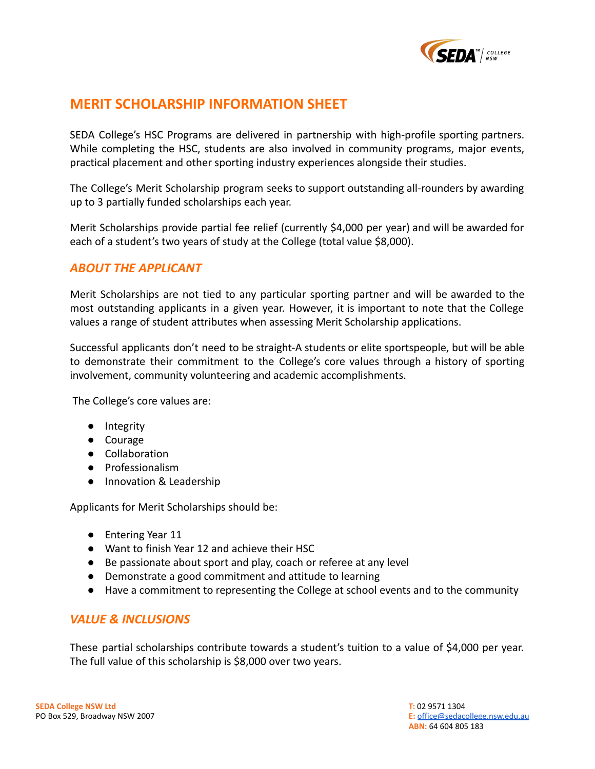# MERIT SCHOLARSHIP INFORMATION SHEET

SEDA College's HSC Programs are delivered in partnership with high-profile sporting partners. While completing the HSC, students are also involved in community programs, major events, practical placement and other sporting industry experiences alongside their studies.

The College's Merit Scholarship program seeks to support outstanding all-rounders by awarding up to 3 partially funded scholarships each year.

Merit Scholarships provide partial fee relief (currently $4,000 per year) and will be awarded for each of a student's two years of study at the College (total value $8,000).

## *ABOUT THE APPLICANT*

Merit Scholarships are not tied to any particular sporting partner and will be awarded to the most outstanding applicants in a given year. However, it is important to note that the College values a range of student attributes when assessing Merit Scholarship applications.

Successful applicants don't need to be straight-A students or elite sportspeople, but will be able to demonstrate their commitment to the College's core values through a history of sporting involvement, community volunteering and academic accomplishments.

The College's core values are:

- Integrity
- Courage
- Collaboration
- Professionalism
- Innovation & Leadership

Applicants for Merit Scholarships should be:

- Entering Year 11
- Want to finish Year 12 and achieve their HSC
- Be passionate about sport and play, coach or referee at any level
- Demonstrate a good commitment and attitude to learning
- Have a commitment to representing the College at school events and to the community

## *VALUE & INCLUSIONS*

These partial scholarships contribute towards a student's tuition to a value of $4,000 per year. The full value of this scholarship is $8,000 over two years.

**SEDA College NSW Ltd**
PO Box 529, Broadway NSW 2007

**T:** 02 9571 1304
**E:** office@sedacollege.nsw.edu.au
**ABN:** 64 604 805 183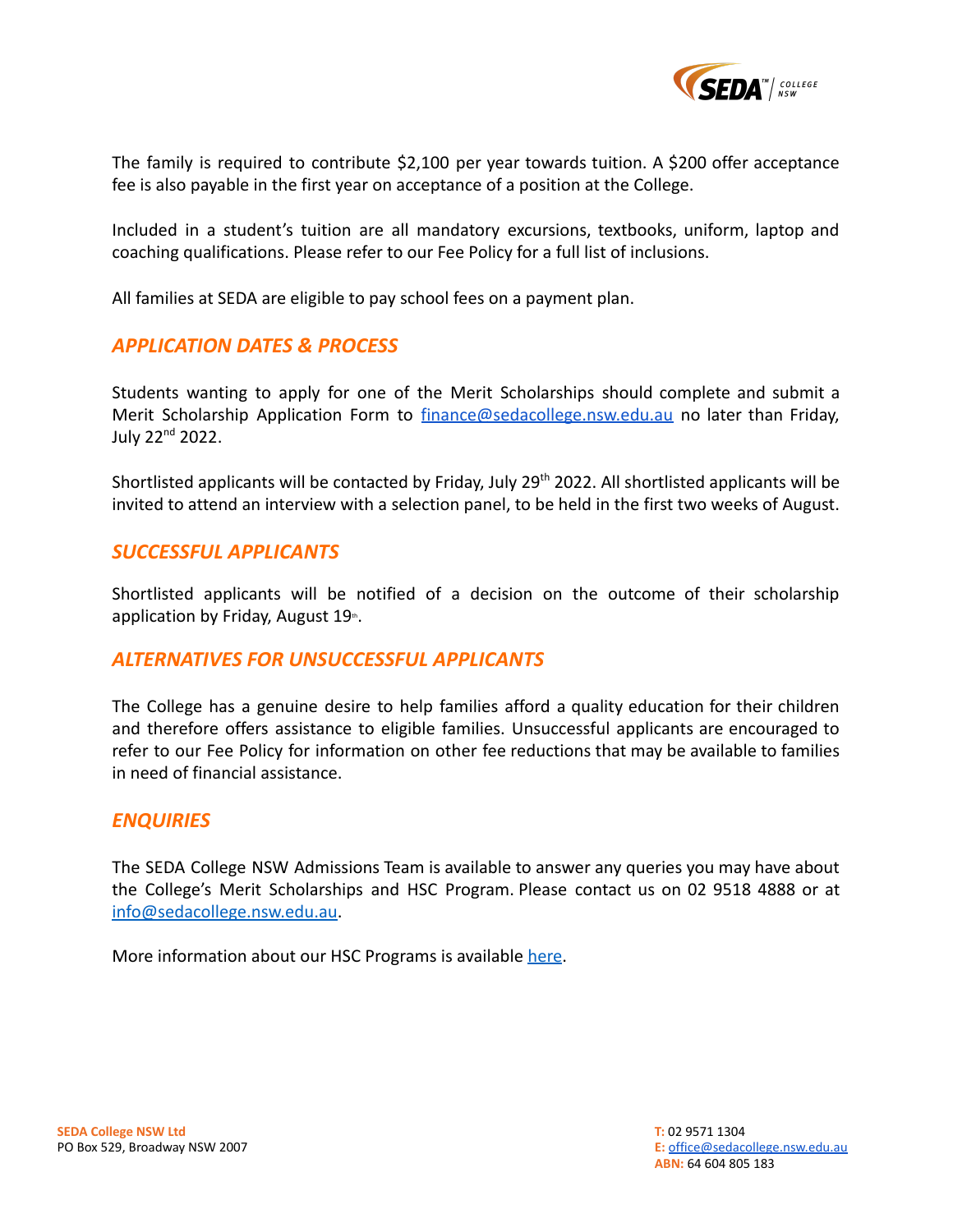The family is required to contribute $2,100 per year towards tuition. A $200 offer acceptance fee is also payable in the first year on acceptance of a position at the College.

Included in a student's tuition are all mandatory excursions, textbooks, uniform, laptop and coaching qualifications. Please refer to our Fee Policy for a full list of inclusions.

All families at SEDA are eligible to pay school fees on a payment plan.

## *APPLICATION DATES & PROCESS*

Students wanting to apply for one of the Merit Scholarships should complete and submit a Merit Scholarship Application Form to finance@sedacollege.nsw.edu.au no later than Friday, July 22nd 2022.

Shortlisted applicants will be contacted by Friday, July 29th 2022. All shortlisted applicants will be invited to attend an interview with a selection panel, to be held in the first two weeks of August.

## *SUCCESSFUL APPLICANTS*

Shortlisted applicants will be notified of a decision on the outcome of their scholarship application by Friday, August 19th.

## *ALTERNATIVES FOR UNSUCCESSFUL APPLICANTS*

The College has a genuine desire to help families afford a quality education for their children and therefore offers assistance to eligible families. Unsuccessful applicants are encouraged to refer to our Fee Policy for information on other fee reductions that may be available to families in need of financial assistance.

## *ENQUIRIES*

The SEDA College NSW Admissions Team is available to answer any queries you may have about the College's Merit Scholarships and HSC Program. Please contact us on 02 9518 4888 or at info@sedacollege.nsw.edu.au.

More information about our HSC Programs is available here.

**SEDA College NSW Ltd**
PO Box 529, Broadway NSW 2007

**T:** 02 9571 1304
**E:** office@sedacollege.nsw.edu.au
**ABN:** 64 604 805 183